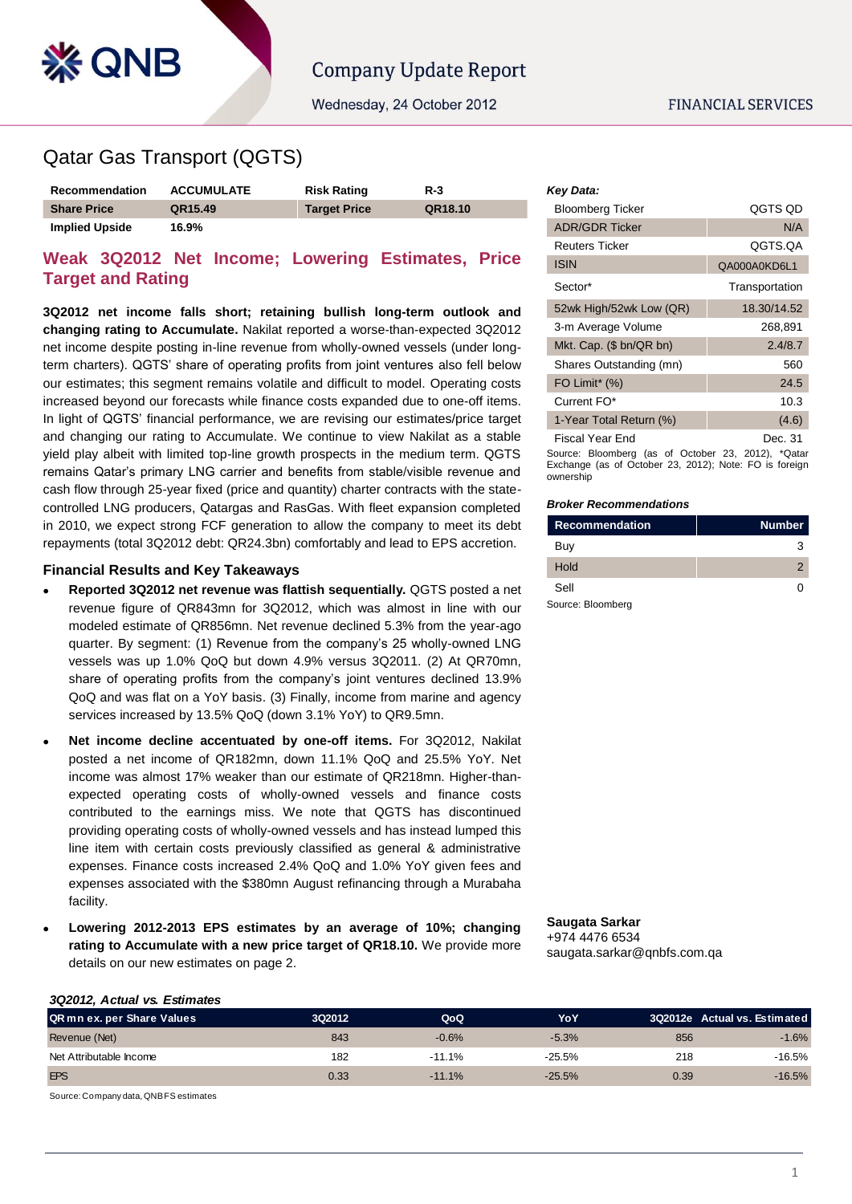# Qatar Gas Transport (QGTS)

| Recommendation | ACCUMULATE | Risk Rating | R-3 |
|---|---|---|---|
| **Share Price** | **QR15.49** | **Target Price** | **QR18.10** |
| **Implied Upside** | **16.9%** | | |

## Weak 3Q2012 Net Income; Lowering Estimates, Price Target and Rating

**3Q2012 net income falls short; retaining bullish long-term outlook and changing rating to Accumulate.** Nakilat reported a worse-than-expected 3Q2012 net income despite posting in-line revenue from wholly-owned vessels (under long-term charters). QGTS' share of operating profits from joint ventures also fell below our estimates; this segment remains volatile and difficult to model. Operating costs increased beyond our forecasts while finance costs expanded due to one-off items. In light of QGTS' financial performance, we are revising our estimates/price target and changing our rating to Accumulate. We continue to view Nakilat as a stable yield play albeit with limited top-line growth prospects in the medium term. QGTS remains Qatar's primary LNG carrier and benefits from stable/visible revenue and cash flow through 25-year fixed (price and quantity) charter contracts with the state-controlled LNG producers, Qatargas and RasGas. With fleet expansion completed in 2010, we expect strong FCF generation to allow the company to meet its debt repayments (total 3Q2012 debt: QR24.3bn) comfortably and lead to EPS accretion.

### Financial Results and Key Takeaways

- **Reported 3Q2012 net revenue was flattish sequentially.** QGTS posted a net revenue figure of QR843mn for 3Q2012, which was almost in line with our modeled estimate of QR856mn. Net revenue declined 5.3% from the year-ago quarter. By segment: (1) Revenue from the company's 25 wholly-owned LNG vessels was up 1.0% QoQ but down 4.9% versus 3Q2011. (2) At QR70mn, share of operating profits from the company's joint ventures declined 13.9% QoQ and was flat on a YoY basis. (3) Finally, income from marine and agency services increased by 13.5% QoQ (down 3.1% YoY) to QR9.5mn.

- **Net income decline accentuated by one-off items.** For 3Q2012, Nakilat posted a net income of QR182mn, down 11.1% QoQ and 25.5% YoY. Net income was almost 17% weaker than our estimate of QR218mn. Higher-than-expected operating costs of wholly-owned vessels and finance costs contributed to the earnings miss. We note that QGTS has discontinued providing operating costs of wholly-owned vessels and has instead lumped this line item with certain costs previously classified as general & administrative expenses. Finance costs increased 2.4% QoQ and 1.0% YoY given fees and expenses associated with the $380mn August refinancing through a Murabaha facility.

- **Lowering 2012-2013 EPS estimates by an average of 10%; changing rating to Accumulate with a new price target of QR18.10.** We provide more details on our new estimates on page 2.

***Key Data:***

| | |
|---|---|
| Bloomberg Ticker | QGTS QD |
| ADR/GDR Ticker | N/A |
| Reuters Ticker | QGTS.QA |
| ISIN | QA000A0KD6L1 |
| Sector* | Transportation |
| 52wk High/52wk Low (QR) | 18.30/14.52 |
| 3-m Average Volume | 268,891 |
| Mkt. Cap. ($ bn/QR bn) | 2.4/8.7 |
| Shares Outstanding (mn) | 560 |
| FO Limit* (%) | 24.5 |
| Current FO* | 10.3 |
| 1-Year Total Return (%) | (4.6) |
| Fiscal Year End | Dec. 31 |

Source: Bloomberg (as of October 23, 2012), *Qatar Exchange (as of October 23, 2012); Note: FO is foreign ownership

***Broker Recommendations***

| Recommendation | Number |
|---|---|
| Buy | 3 |
| Hold | 2 |
| Sell | 0 |

Source: Bloomberg

**Saugata Sarkar**
+974 4476 6534
saugata.sarkar@qnbfs.com.qa

***3Q2012, Actual vs. Estimates***

| QR mn ex. per Share Values | 3Q2012 | QoQ | YoY | 3Q2012e | Actual vs. Estimated |
|---|---|---|---|---|---|
| Revenue (Net) | 843 | -0.6% | -5.3% | 856 | -1.6% |
| Net Attributable Income | 182 | -11.1% | -25.5% | 218 | -16.5% |
| EPS | 0.33 | -11.1% | -25.5% | 0.39 | -16.5% |

Source: Company data, QNBFS estimates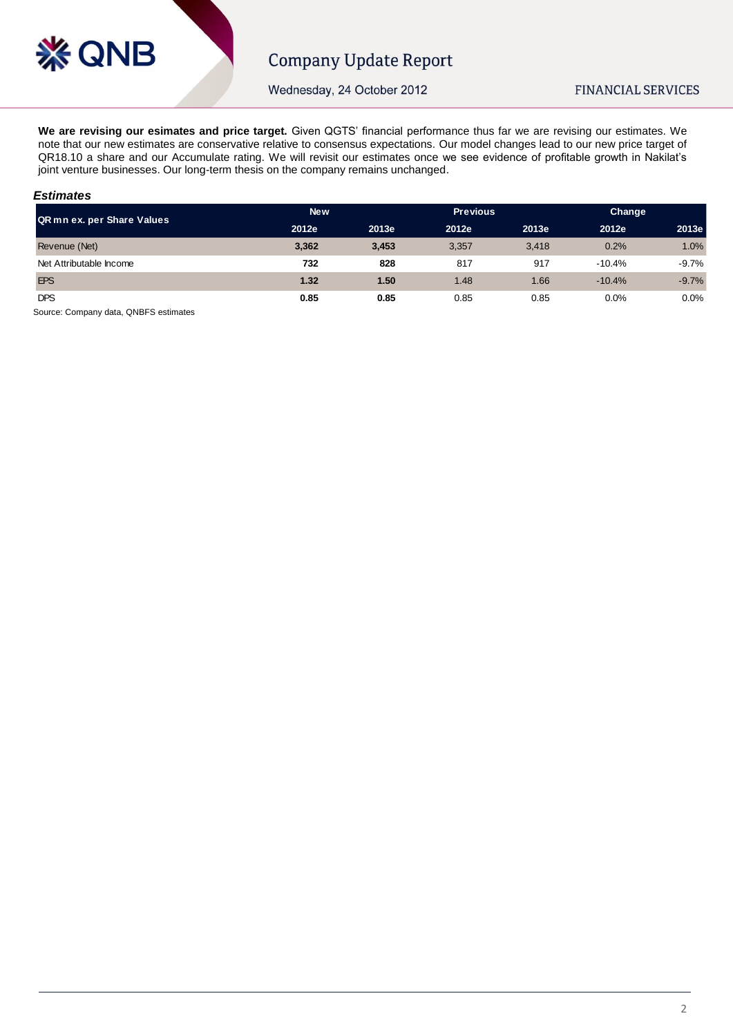**We are revising our esimates and price target.** Given QGTS' financial performance thus far we are revising our estimates. We note that our new estimates are conservative relative to consensus expectations. Our model changes lead to our new price target of QR18.10 a share and our Accumulate rating. We will revisit our estimates once we see evidence of profitable growth in Nakilat's joint venture businesses. Our long-term thesis on the company remains unchanged.

***Estimates***

| QR mn ex. per Share Values | New | | Previous | | Change | |
|---|---|---|---|---|---|---|
| | 2012e | 2013e | 2012e | 2013e | 2012e | 2013e |
| Revenue (Net) | **3,362** | **3,453** | 3,357 | 3,418 | 0.2% | 1.0% |
| Net Attributable Income | **732** | **828** | 817 | 917 | -10.4% | -9.7% |
| EPS | **1.32** | **1.50** | 1.48 | 1.66 | -10.4% | -9.7% |
| DPS | **0.85** | **0.85** | 0.85 | 0.85 | 0.0% | 0.0% |

Source: Company data, QNBFS estimates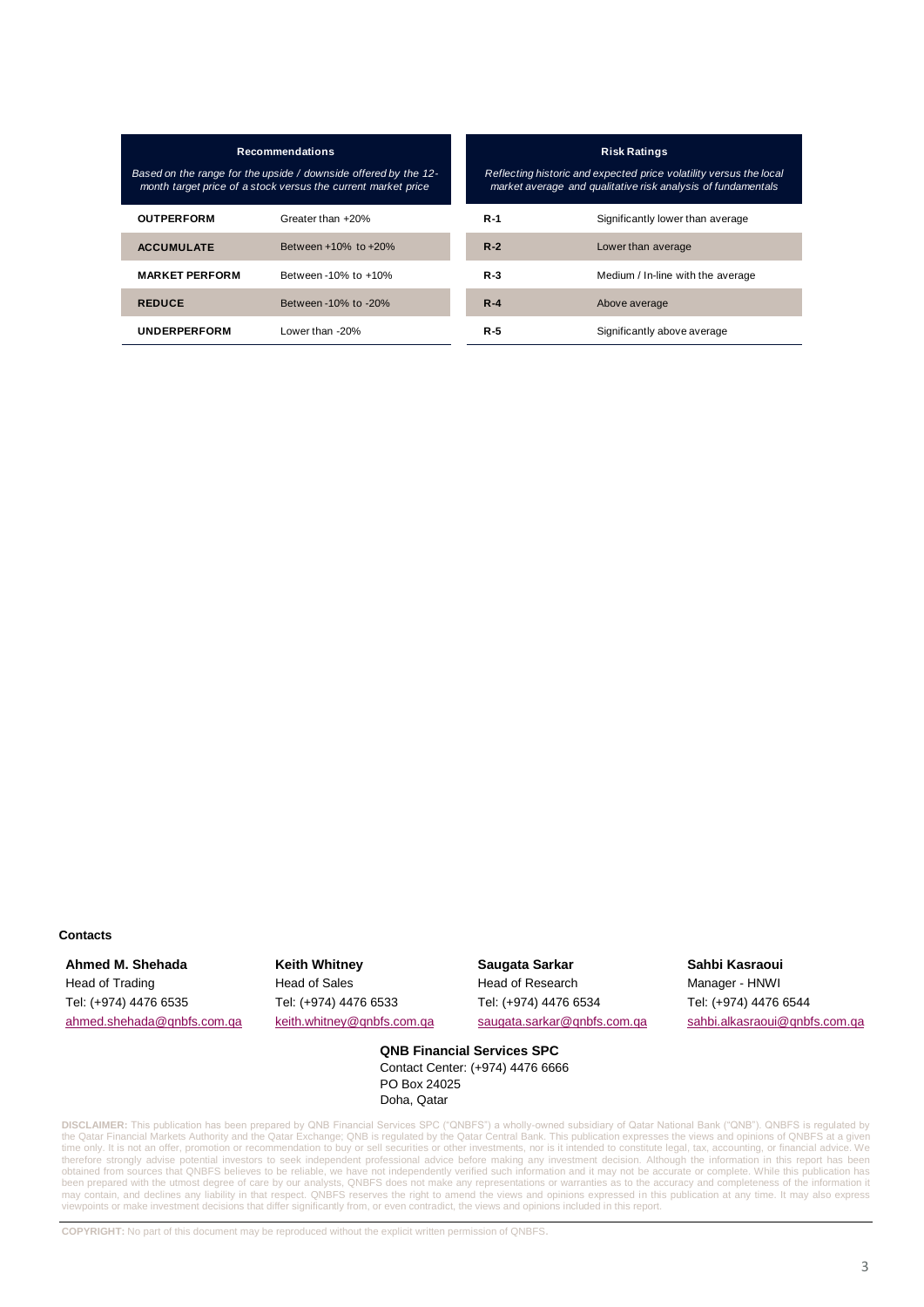| Recommendations<br>*Based on the range for the upside / downside offered by the 12-month target price of a stock versus the current market price* | |
|---|---|
| **OUTPERFORM** | Greater than +20% |
| **ACCUMULATE** | Between +10% to +20% |
| **MARKET PERFORM** | Between -10% to +10% |
| **REDUCE** | Between -10% to -20% |
| **UNDERPERFORM** | Lower than -20% |

| Risk Ratings<br>*Reflecting historic and expected price volatility versus the local market average and qualitative risk analysis of fundamentals* | |
|---|---|
| **R-1** | Significantly lower than average |
| **R-2** | Lower than average |
| **R-3** | Medium / In-line with the average |
| **R-4** | Above average |
| **R-5** | Significantly above average |

**Contacts**

**Ahmed M. Shehada**
Head of Trading
Tel: (+974) 4476 6535
ahmed.shehada@qnbfs.com.qa

**Keith Whitney**
Head of Sales
Tel: (+974) 4476 6533
keith.whitney@qnbfs.com.qa

**Saugata Sarkar**
Head of Research
Tel: (+974) 4476 6534
saugata.sarkar@qnbfs.com.qa

**Sahbi Kasraoui**
Manager - HNWI
Tel: (+974) 4476 6544
sahbi.alkasraoui@qnbfs.com.qa

**QNB Financial Services SPC**
Contact Center: (+974) 4476 6666
PO Box 24025
Doha, Qatar

**DISCLAIMER:** This publication has been prepared by QNB Financial Services SPC ("QNBFS") a wholly-owned subsidiary of Qatar National Bank ("QNB"). QNBFS is regulated by the Qatar Financial Markets Authority and the Qatar Exchange; QNB is regulated by the Qatar Central Bank. This publication expresses the views and opinions of QNBFS at a given time only. It is not an offer, promotion or recommendation to buy or sell securities or other investments, nor is it intended to constitute legal, tax, accounting, or financial advice. We therefore strongly advise potential investors to seek independent professional advice before making any investment decision. Although the information in this report has been obtained from sources that QNBFS believes to be reliable, we have not independently verified such information and it may not be accurate or complete. While this publication has been prepared with the utmost degree of care by our analysts, QNBFS does not make any representations or warranties as to the accuracy and completeness of the information it may contain, and declines any liability in that respect. QNBFS reserves the right to amend the views and opinions expressed in this publication at any time. It may also express viewpoints or make investment decisions that differ significantly from, or even contradict, the views and opinions included in this report.

**COPYRIGHT:** No part of this document may be reproduced without the explicit written permission of QNBFS.